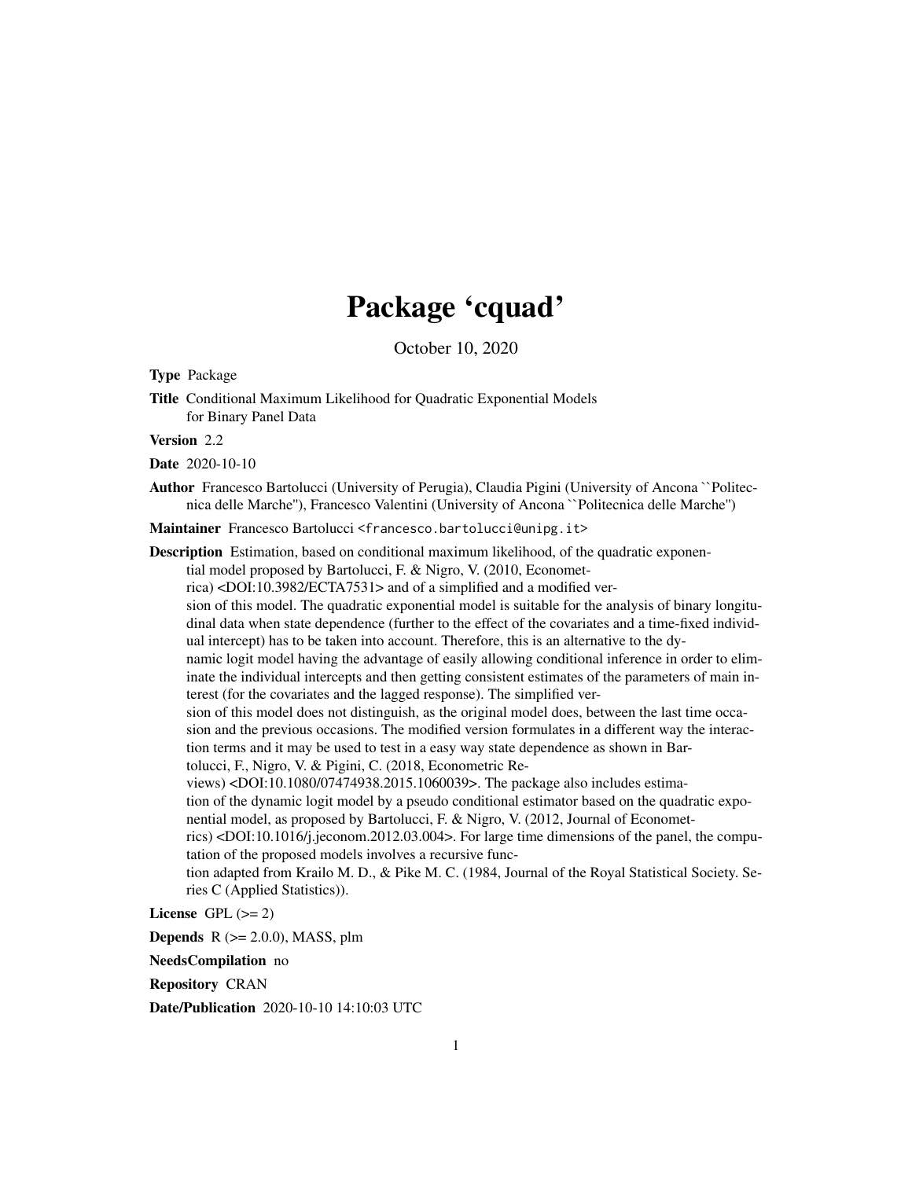# Package 'cquad'

October 10, 2020

**Type** Package

**Title** Conditional Maximum Likelihood for Quadratic Exponential Models for Binary Panel Data

**Version** 2.2

**Date** 2020-10-10

**Author** Francesco Bartolucci (University of Perugia), Claudia Pigini (University of Ancona ``Politecnica delle Marche''), Francesco Valentini (University of Ancona ``Politecnica delle Marche'')

**Maintainer** Francesco Bartolucci <francesco.bartolucci@unipg.it>

**Description** Estimation, based on conditional maximum likelihood, of the quadratic exponential model proposed by Bartolucci, F. & Nigro, V. (2010, Econometrica) <DOI:10.3982/ECTA7531> and of a simplified and a modified version of this model. The quadratic exponential model is suitable for the analysis of binary longitudinal data when state dependence (further to the effect of the covariates and a time-fixed individual intercept) has to be taken into account. Therefore, this is an alternative to the dynamic logit model having the advantage of easily allowing conditional inference in order to eliminate the individual intercepts and then getting consistent estimates of the parameters of main interest (for the covariates and the lagged response). The simplified version of this model does not distinguish, as the original model does, between the last time occasion and the previous occasions. The modified version formulates in a different way the interaction terms and it may be used to test in a easy way state dependence as shown in Bartolucci, F., Nigro, V. & Pigini, C. (2018, Econometric Reviews) <DOI:10.1080/07474938.2015.1060039>. The package also includes estimation of the dynamic logit model by a pseudo conditional estimator based on the quadratic exponential model, as proposed by Bartolucci, F. & Nigro, V. (2012, Journal of Econometrics) <DOI:10.1016/j.jeconom.2012.03.004>. For large time dimensions of the panel, the computation of the proposed models involves a recursive function adapted from Krailo M. D., & Pike M. C. (1984, Journal of the Royal Statistical Society. Series C (Applied Statistics)).

**License** GPL (>= 2)

**Depends** R (>= 2.0.0), MASS, plm

**NeedsCompilation** no

**Repository** CRAN

**Date/Publication** 2020-10-10 14:10:03 UTC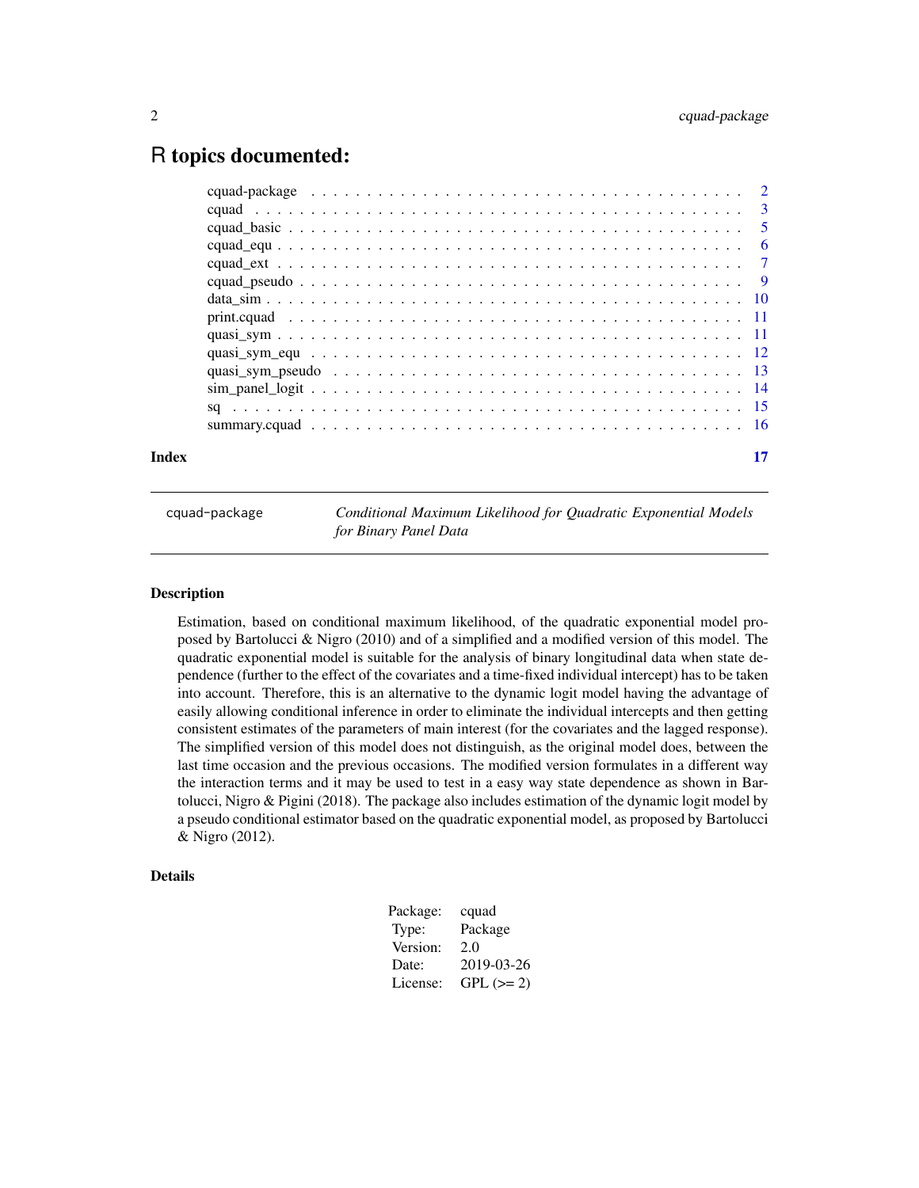# R topics documented:

| | |
|---|---|
| cquad-package | 2 |
| cquad | 3 |
| cquad_basic | 5 |
| cquad_equ | 6 |
| cquad_ext | 7 |
| cquad_pseudo | 9 |
| data_sim | 10 |
| print.cquad | 11 |
| quasi_sym | 11 |
| quasi_sym_equ | 12 |
| quasi_sym_pseudo | 13 |
| sim_panel_logit | 14 |
| sq | 15 |
| summary.cquad | 16 |
| **Index** | **17** |

---

cquad-package    *Conditional Maximum Likelihood for Quadratic Exponential Models for Binary Panel Data*

---

### Description

Estimation, based on conditional maximum likelihood, of the quadratic exponential model proposed by Bartolucci & Nigro (2010) and of a simplified and a modified version of this model. The quadratic exponential model is suitable for the analysis of binary longitudinal data when state dependence (further to the effect of the covariates and a time-fixed individual intercept) has to be taken into account. Therefore, this is an alternative to the dynamic logit model having the advantage of easily allowing conditional inference in order to eliminate the individual intercepts and then getting consistent estimates of the parameters of main interest (for the covariates and the lagged response). The simplified version of this model does not distinguish, as the original model does, between the last time occasion and the previous occasions. The modified version formulates in a different way the interaction terms and it may be used to test in a easy way state dependence as shown in Bartolucci, Nigro & Pigini (2018). The package also includes estimation of the dynamic logit model by a pseudo conditional estimator based on the quadratic exponential model, as proposed by Bartolucci & Nigro (2012).

### Details

| | |
|---|---|
| Package: | cquad |
| Type: | Package |
| Version: | 2.0 |
| Date: | 2019-03-26 |
| License: | GPL (>= 2) |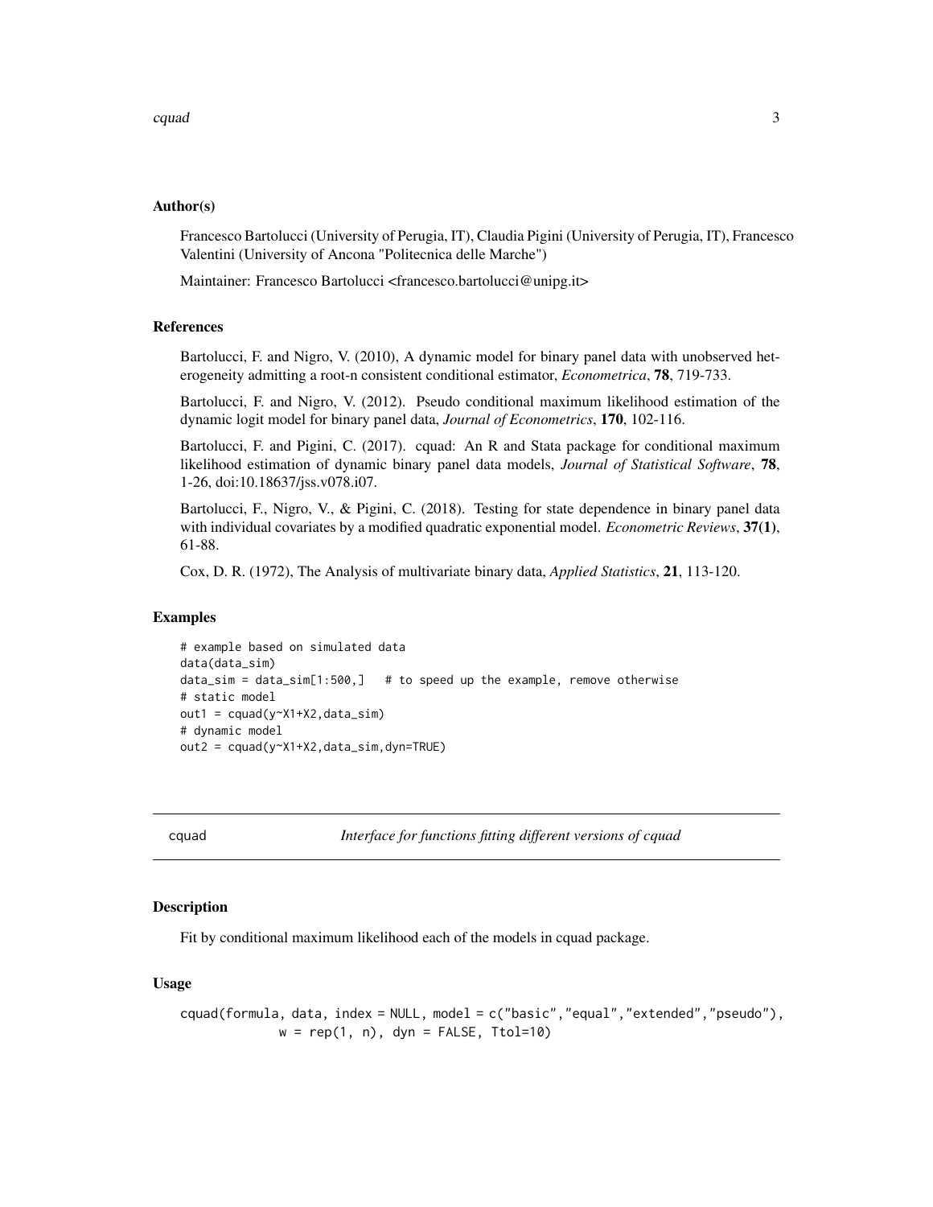### Author(s)

Francesco Bartolucci (University of Perugia, IT), Claudia Pigini (University of Perugia, IT), Francesco Valentini (University of Ancona "Politecnica delle Marche")

Maintainer: Francesco Bartolucci <francesco.bartolucci@unipg.it>

### References

Bartolucci, F. and Nigro, V. (2010), A dynamic model for binary panel data with unobserved heterogeneity admitting a root-n consistent conditional estimator, *Econometrica*, **78**, 719-733.

Bartolucci, F. and Nigro, V. (2012). Pseudo conditional maximum likelihood estimation of the dynamic logit model for binary panel data, *Journal of Econometrics*, **170**, 102-116.

Bartolucci, F. and Pigini, C. (2017). cquad: An R and Stata package for conditional maximum likelihood estimation of dynamic binary panel data models, *Journal of Statistical Software*, **78**, 1-26, doi:10.18637/jss.v078.i07.

Bartolucci, F., Nigro, V., & Pigini, C. (2018). Testing for state dependence in binary panel data with individual covariates by a modified quadratic exponential model. *Econometric Reviews*, **37(1)**, 61-88.

Cox, D. R. (1972), The Analysis of multivariate binary data, *Applied Statistics*, **21**, 113-120.

### Examples

```
# example based on simulated data
data(data_sim)
data_sim = data_sim[1:500,]   # to speed up the example, remove otherwise
# static model
out1 = cquad(y~X1+X2,data_sim)
# dynamic model
out2 = cquad(y~X1+X2,data_sim,dyn=TRUE)
```

---

## cquad — *Interface for functions fitting different versions of cquad*

### Description

Fit by conditional maximum likelihood each of the models in cquad package.

### Usage

```
cquad(formula, data, index = NULL, model = c("basic","equal","extended","pseudo"),
            w = rep(1, n), dyn = FALSE, Ttol=10)
```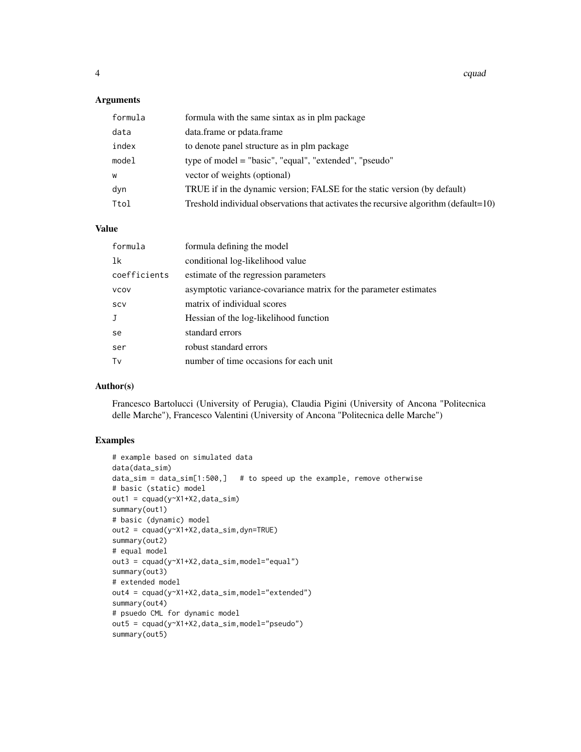### Arguments

| | |
|---|---|
| `formula` | formula with the same sintax as in plm package |
| `data` | data.frame or pdata.frame |
| `index` | to denote panel structure as in plm package |
| `model` | type of model = "basic", "equal", "extended", "pseudo" |
| `w` | vector of weights (optional) |
| `dyn` | TRUE if in the dynamic version; FALSE for the static version (by default) |
| `Ttol` | Treshold individual observations that activates the recursive algorithm (default=10) |

### Value

| | |
|---|---|
| `formula` | formula defining the model |
| `lk` | conditional log-likelihood value |
| `coefficients` | estimate of the regression parameters |
| `vcov` | asymptotic variance-covariance matrix for the parameter estimates |
| `scv` | matrix of individual scores |
| `J` | Hessian of the log-likelihood function |
| `se` | standard errors |
| `ser` | robust standard errors |
| `Tv` | number of time occasions for each unit |

### Author(s)

Francesco Bartolucci (University of Perugia), Claudia Pigini (University of Ancona "Politecnica delle Marche"), Francesco Valentini (University of Ancona "Politecnica delle Marche")

### Examples

```
# example based on simulated data
data(data_sim)
data_sim = data_sim[1:500,]   # to speed up the example, remove otherwise
# basic (static) model
out1 = cquad(y~X1+X2,data_sim)
summary(out1)
# basic (dynamic) model
out2 = cquad(y~X1+X2,data_sim,dyn=TRUE)
summary(out2)
# equal model
out3 = cquad(y~X1+X2,data_sim,model="equal")
summary(out3)
# extended model
out4 = cquad(y~X1+X2,data_sim,model="extended")
summary(out4)
# psuedo CML for dynamic model
out5 = cquad(y~X1+X2,data_sim,model="pseudo")
summary(out5)
```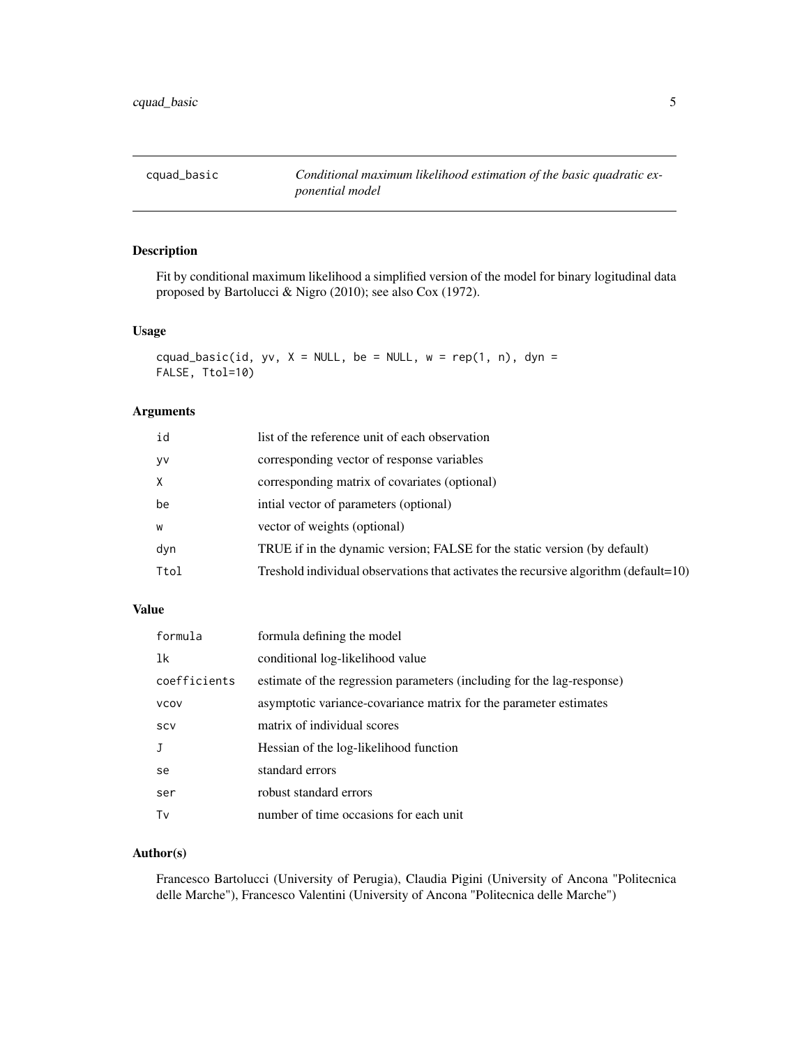## cquad_basic — *Conditional maximum likelihood estimation of the basic quadratic exponential model*

### Description

Fit by conditional maximum likelihood a simplified version of the model for binary logitudinal data proposed by Bartolucci & Nigro (2010); see also Cox (1972).

### Usage

```
cquad_basic(id, yv, X = NULL, be = NULL, w = rep(1, n), dyn =
FALSE, Ttol=10)
```

### Arguments

| | |
|---|---|
| `id` | list of the reference unit of each observation |
| `yv` | corresponding vector of response variables |
| `X` | corresponding matrix of covariates (optional) |
| `be` | intial vector of parameters (optional) |
| `w` | vector of weights (optional) |
| `dyn` | TRUE if in the dynamic version; FALSE for the static version (by default) |
| `Ttol` | Treshold individual observations that activates the recursive algorithm (default=10) |

### Value

| | |
|---|---|
| `formula` | formula defining the model |
| `lk` | conditional log-likelihood value |
| `coefficients` | estimate of the regression parameters (including for the lag-response) |
| `vcov` | asymptotic variance-covariance matrix for the parameter estimates |
| `scv` | matrix of individual scores |
| `J` | Hessian of the log-likelihood function |
| `se` | standard errors |
| `ser` | robust standard errors |
| `Tv` | number of time occasions for each unit |

### Author(s)

Francesco Bartolucci (University of Perugia), Claudia Pigini (University of Ancona "Politecnica delle Marche"), Francesco Valentini (University of Ancona "Politecnica delle Marche")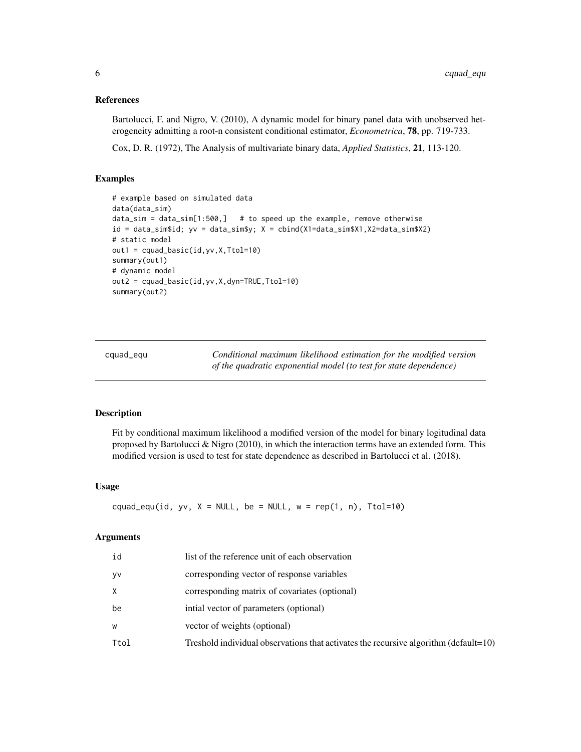### References

Bartolucci, F. and Nigro, V. (2010), A dynamic model for binary panel data with unobserved heterogeneity admitting a root-n consistent conditional estimator, *Econometrica*, **78**, pp. 719-733.

Cox, D. R. (1972), The Analysis of multivariate binary data, *Applied Statistics*, **21**, 113-120.

### Examples

```
# example based on simulated data
data(data_sim)
data_sim = data_sim[1:500,]   # to speed up the example, remove otherwise
id = data_sim$id; yv = data_sim$y; X = cbind(X1=data_sim$X1,X2=data_sim$X2)
# static model
out1 = cquad_basic(id,yv,X,Ttol=10)
summary(out1)
# dynamic model
out2 = cquad_basic(id,yv,X,dyn=TRUE,Ttol=10)
summary(out2)
```

---

## cquad_equ — *Conditional maximum likelihood estimation for the modified version of the quadratic exponential model (to test for state dependence)*

### Description

Fit by conditional maximum likelihood a modified version of the model for binary logitudinal data proposed by Bartolucci & Nigro (2010), in which the interaction terms have an extended form. This modified version is used to test for state dependence as described in Bartolucci et al. (2018).

### Usage

```
cquad_equ(id, yv, X = NULL, be = NULL, w = rep(1, n), Ttol=10)
```

### Arguments

| | |
|---|---|
| id | list of the reference unit of each observation |
| yv | corresponding vector of response variables |
| X | corresponding matrix of covariates (optional) |
| be | intial vector of parameters (optional) |
| w | vector of weights (optional) |
| Ttol | Treshold individual observations that activates the recursive algorithm (default=10) |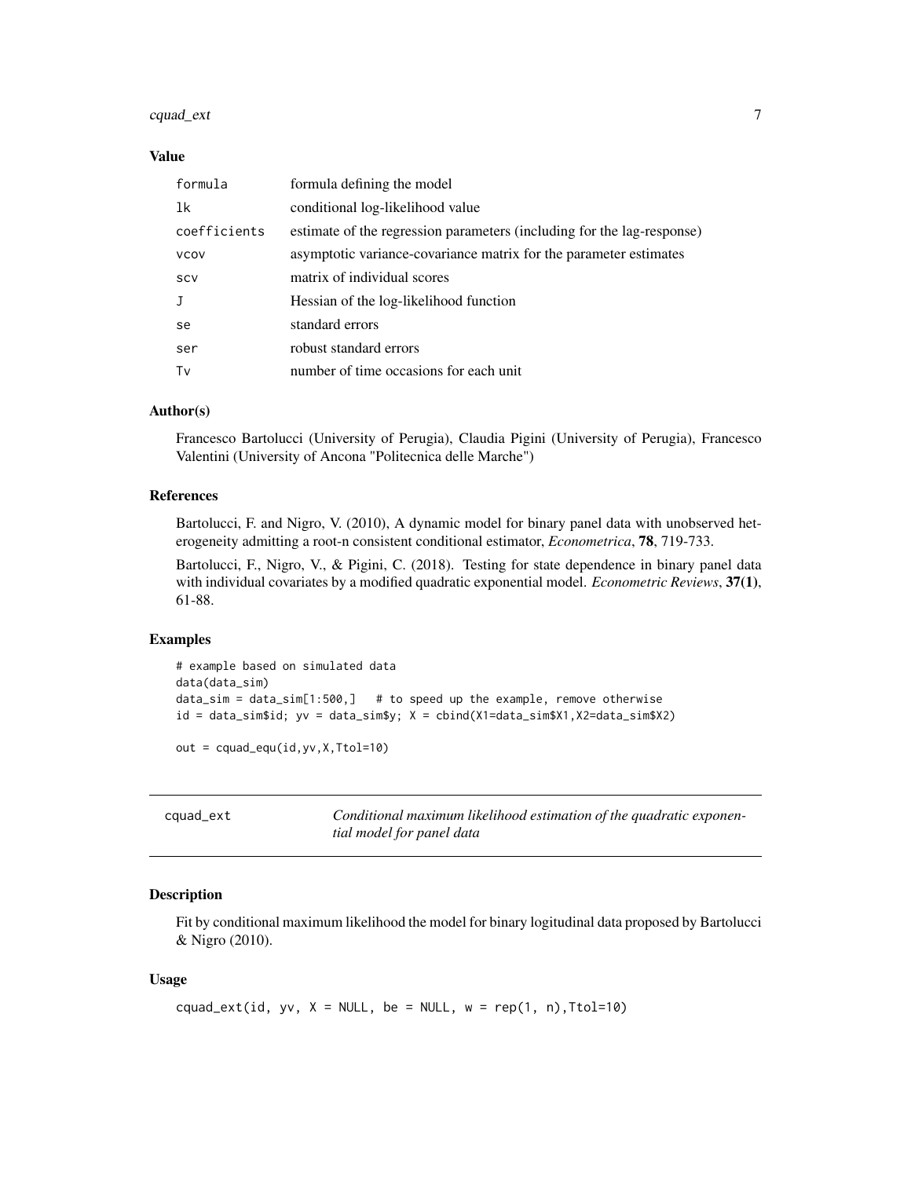### Value

| | |
|---|---|
| formula | formula defining the model |
| lk | conditional log-likelihood value |
| coefficients | estimate of the regression parameters (including for the lag-response) |
| vcov | asymptotic variance-covariance matrix for the parameter estimates |
| scv | matrix of individual scores |
| J | Hessian of the log-likelihood function |
| se | standard errors |
| ser | robust standard errors |
| Tv | number of time occasions for each unit |

### Author(s)

Francesco Bartolucci (University of Perugia), Claudia Pigini (University of Perugia), Francesco Valentini (University of Ancona "Politecnica delle Marche")

### References

Bartolucci, F. and Nigro, V. (2010), A dynamic model for binary panel data with unobserved heterogeneity admitting a root-n consistent conditional estimator, *Econometrica*, **78**, 719-733.

Bartolucci, F., Nigro, V., & Pigini, C. (2018). Testing for state dependence in binary panel data with individual covariates by a modified quadratic exponential model. *Econometric Reviews*, **37(1)**, 61-88.

### Examples

```
# example based on simulated data
data(data_sim)
data_sim = data_sim[1:500,]   # to speed up the example, remove otherwise
id = data_sim$id; yv = data_sim$y; X = cbind(X1=data_sim$X1,X2=data_sim$X2)

out = cquad_equ(id,yv,X,Ttol=10)
```

---

## cquad_ext — *Conditional maximum likelihood estimation of the quadratic exponential model for panel data*

### Description

Fit by conditional maximum likelihood the model for binary logitudinal data proposed by Bartolucci & Nigro (2010).

### Usage

```
cquad_ext(id, yv, X = NULL, be = NULL, w = rep(1, n),Ttol=10)
```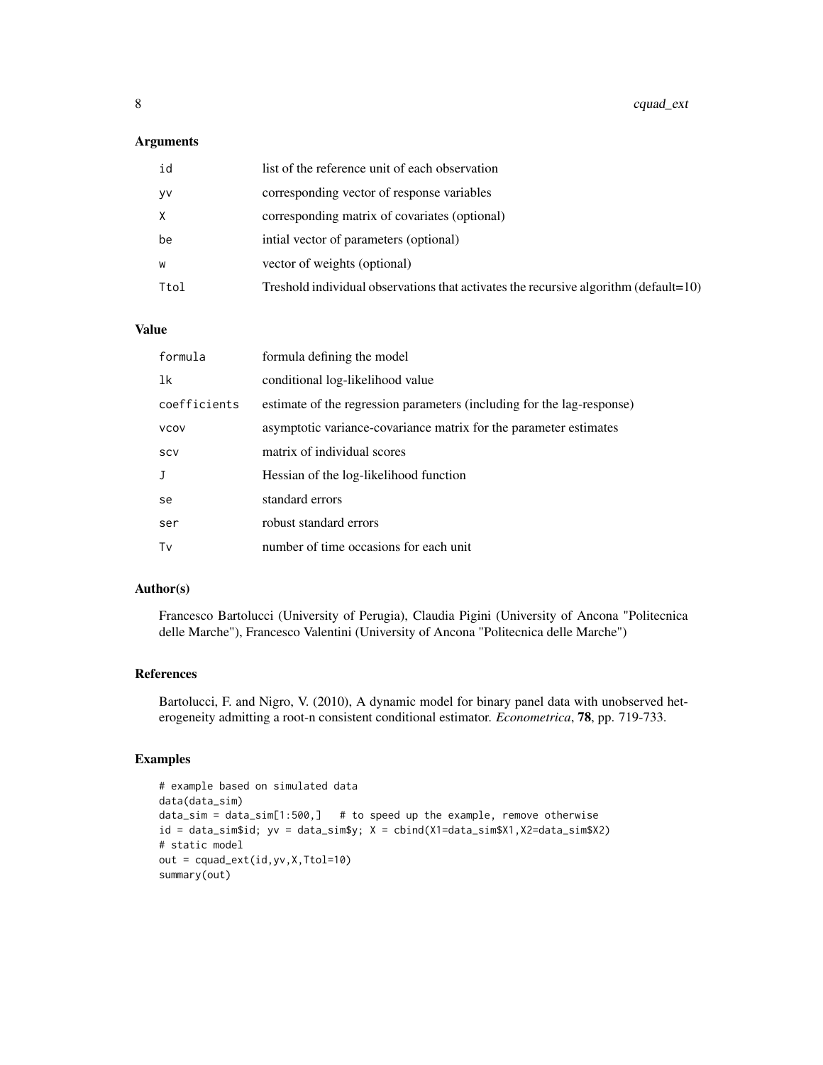## Arguments

| | |
|---|---|
| id | list of the reference unit of each observation |
| yv | corresponding vector of response variables |
| X | corresponding matrix of covariates (optional) |
| be | intial vector of parameters (optional) |
| w | vector of weights (optional) |
| Ttol | Treshold individual observations that activates the recursive algorithm (default=10) |

## Value

| | |
|---|---|
| formula | formula defining the model |
| lk | conditional log-likelihood value |
| coefficients | estimate of the regression parameters (including for the lag-response) |
| vcov | asymptotic variance-covariance matrix for the parameter estimates |
| scv | matrix of individual scores |
| J | Hessian of the log-likelihood function |
| se | standard errors |
| ser | robust standard errors |
| Tv | number of time occasions for each unit |

## Author(s)

Francesco Bartolucci (University of Perugia), Claudia Pigini (University of Ancona "Politecnica delle Marche"), Francesco Valentini (University of Ancona "Politecnica delle Marche")

## References

Bartolucci, F. and Nigro, V. (2010), A dynamic model for binary panel data with unobserved heterogeneity admitting a root-n consistent conditional estimator. *Econometrica*, **78**, pp. 719-733.

## Examples

```
# example based on simulated data
data(data_sim)
data_sim = data_sim[1:500,]   # to speed up the example, remove otherwise
id = data_sim$id; yv = data_sim$y; X = cbind(X1=data_sim$X1,X2=data_sim$X2)
# static model
out = cquad_ext(id,yv,X,Ttol=10)
summary(out)
```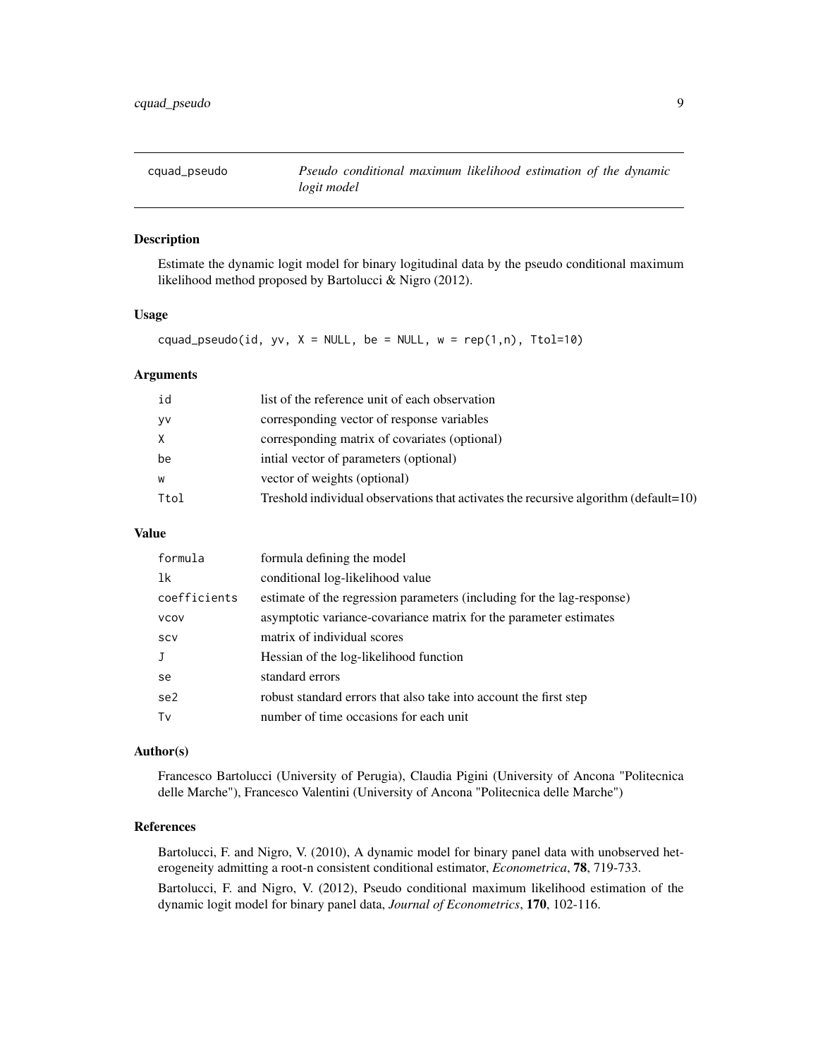# cquad_pseudo — *Pseudo conditional maximum likelihood estimation of the dynamic logit model*

## Description

Estimate the dynamic logit model for binary logitudinal data by the pseudo conditional maximum likelihood method proposed by Bartolucci & Nigro (2012).

## Usage

```
cquad_pseudo(id, yv, X = NULL, be = NULL, w = rep(1,n), Ttol=10)
```

## Arguments

| | |
|---|---|
| id | list of the reference unit of each observation |
| yv | corresponding vector of response variables |
| X | corresponding matrix of covariates (optional) |
| be | intial vector of parameters (optional) |
| w | vector of weights (optional) |
| Ttol | Treshold individual observations that activates the recursive algorithm (default=10) |

## Value

| | |
|---|---|
| formula | formula defining the model |
| lk | conditional log-likelihood value |
| coefficients | estimate of the regression parameters (including for the lag-response) |
| vcov | asymptotic variance-covariance matrix for the parameter estimates |
| scv | matrix of individual scores |
| J | Hessian of the log-likelihood function |
| se | standard errors |
| se2 | robust standard errors that also take into account the first step |
| Tv | number of time occasions for each unit |

## Author(s)

Francesco Bartolucci (University of Perugia), Claudia Pigini (University of Ancona "Politecnica delle Marche"), Francesco Valentini (University of Ancona "Politecnica delle Marche")

## References

Bartolucci, F. and Nigro, V. (2010), A dynamic model for binary panel data with unobserved heterogeneity admitting a root-n consistent conditional estimator, *Econometrica*, **78**, 719-733.

Bartolucci, F. and Nigro, V. (2012), Pseudo conditional maximum likelihood estimation of the dynamic logit model for binary panel data, *Journal of Econometrics*, **170**, 102-116.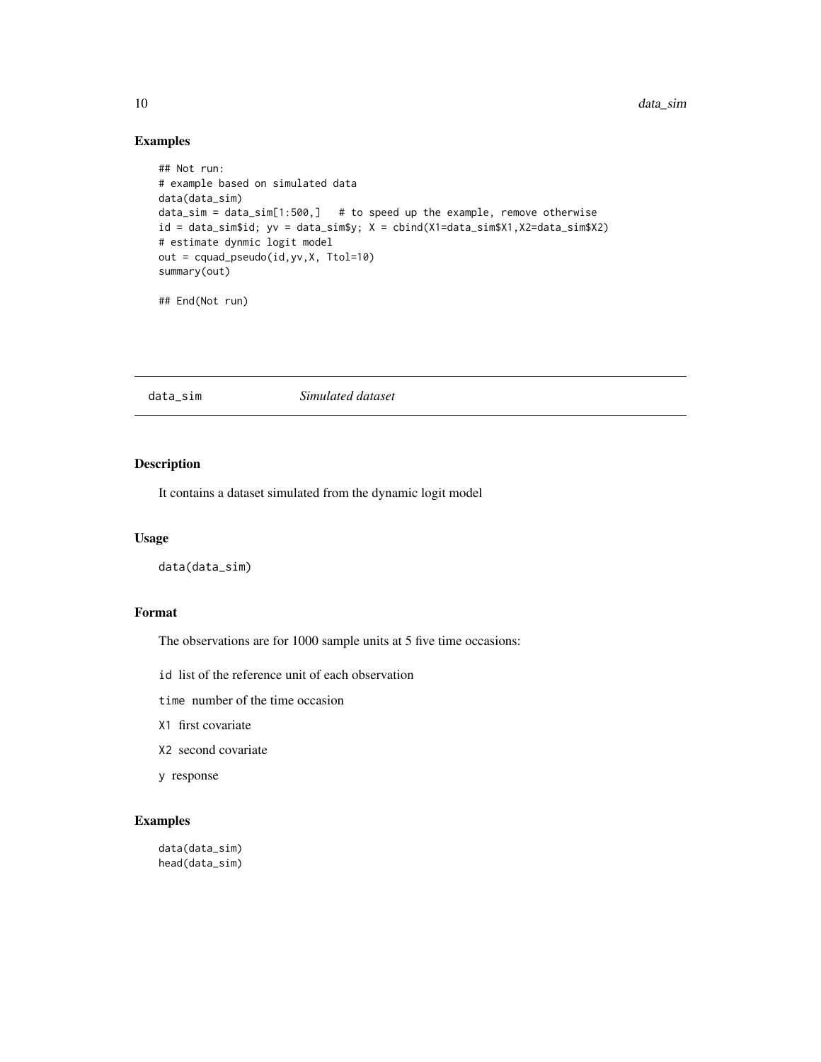### Examples

```
## Not run:
# example based on simulated data
data(data_sim)
data_sim = data_sim[1:500,]   # to speed up the example, remove otherwise
id = data_sim$id; yv = data_sim$y; X = cbind(X1=data_sim$X1,X2=data_sim$X2)
# estimate dynmic logit model
out = cquad_pseudo(id,yv,X, Ttol=10)
summary(out)

## End(Not run)
```

---

## data_sim — *Simulated dataset*

---

### Description

It contains a dataset simulated from the dynamic logit model

### Usage

```
data(data_sim)
```

### Format

The observations are for 1000 sample units at 5 five time occasions:

`id` list of the reference unit of each observation

`time` number of the time occasion

`X1` first covariate

`X2` second covariate

`y` response

### Examples

```
data(data_sim)
head(data_sim)
```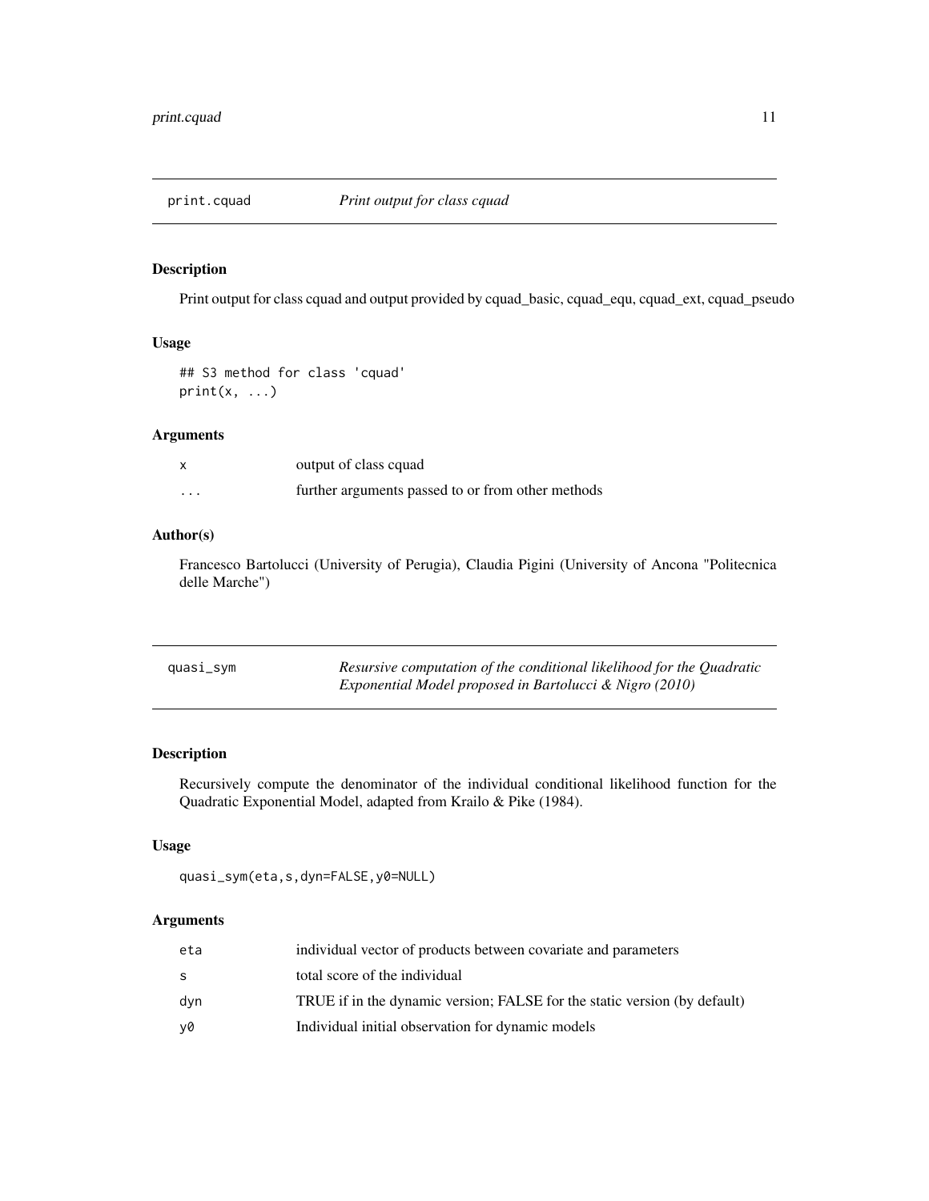## print.cquad — *Print output for class cquad*

### Description

Print output for class cquad and output provided by cquad_basic, cquad_equ, cquad_ext, cquad_pseudo

### Usage

```
## S3 method for class 'cquad'
print(x, ...)
```

### Arguments

| | |
|---|---|
| x | output of class cquad |
| ... | further arguments passed to or from other methods |

### Author(s)

Francesco Bartolucci (University of Perugia), Claudia Pigini (University of Ancona "Politecnica delle Marche")

## quasi_sym — *Resursive computation of the conditional likelihood for the Quadratic Exponential Model proposed in Bartolucci & Nigro (2010)*

### Description

Recursively compute the denominator of the individual conditional likelihood function for the Quadratic Exponential Model, adapted from Krailo & Pike (1984).

### Usage

```
quasi_sym(eta,s,dyn=FALSE,y0=NULL)
```

### Arguments

| | |
|---|---|
| eta | individual vector of products between covariate and parameters |
| s | total score of the individual |
| dyn | TRUE if in the dynamic version; FALSE for the static version (by default) |
| y0 | Individual initial observation for dynamic models |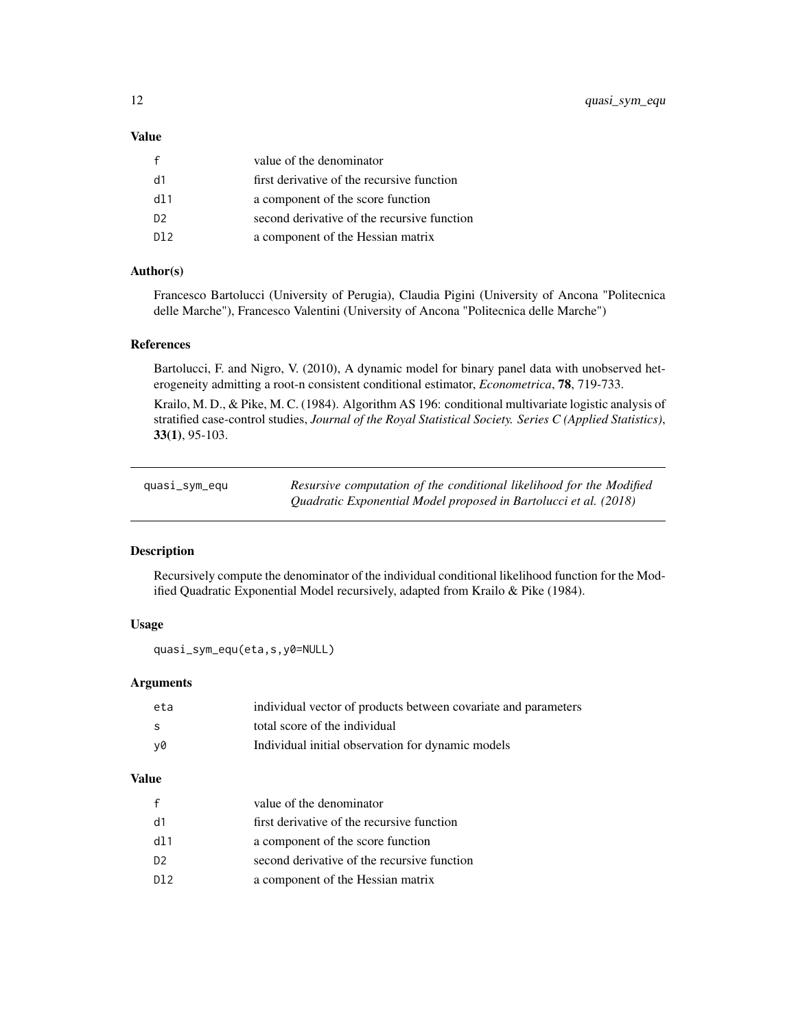### Value

| | |
|---|---|
| f | value of the denominator |
| d1 | first derivative of the recursive function |
| dl1 | a component of the score function |
| D2 | second derivative of the recursive function |
| Dl2 | a component of the Hessian matrix |

### Author(s)

Francesco Bartolucci (University of Perugia), Claudia Pigini (University of Ancona "Politecnica delle Marche"), Francesco Valentini (University of Ancona "Politecnica delle Marche")

### References

Bartolucci, F. and Nigro, V. (2010), A dynamic model for binary panel data with unobserved heterogeneity admitting a root-n consistent conditional estimator, *Econometrica*, **78**, 719-733.

Krailo, M. D., & Pike, M. C. (1984). Algorithm AS 196: conditional multivariate logistic analysis of stratified case-control studies, *Journal of the Royal Statistical Society. Series C (Applied Statistics)*, **33(1)**, 95-103.

---

## quasi_sym_equ

*Resursive computation of the conditional likelihood for the Modified Quadratic Exponential Model proposed in Bartolucci et al. (2018)*

### Description

Recursively compute the denominator of the individual conditional likelihood function for the Modified Quadratic Exponential Model recursively, adapted from Krailo & Pike (1984).

### Usage

```
quasi_sym_equ(eta,s,y0=NULL)
```

### Arguments

| | |
|---|---|
| eta | individual vector of products between covariate and parameters |
| s | total score of the individual |
| y0 | Individual initial observation for dynamic models |

### Value

| | |
|---|---|
| f | value of the denominator |
| d1 | first derivative of the recursive function |
| dl1 | a component of the score function |
| D2 | second derivative of the recursive function |
| Dl2 | a component of the Hessian matrix |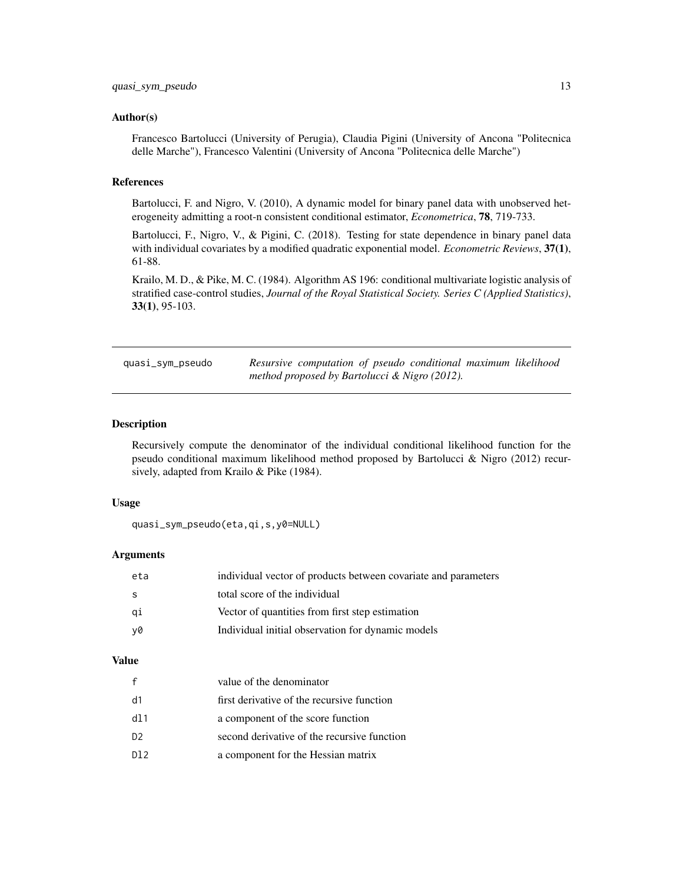### Author(s)

Francesco Bartolucci (University of Perugia), Claudia Pigini (University of Ancona "Politecnica delle Marche"), Francesco Valentini (University of Ancona "Politecnica delle Marche")

### References

Bartolucci, F. and Nigro, V. (2010), A dynamic model for binary panel data with unobserved heterogeneity admitting a root-n consistent conditional estimator, *Econometrica*, **78**, 719-733.

Bartolucci, F., Nigro, V., & Pigini, C. (2018). Testing for state dependence in binary panel data with individual covariates by a modified quadratic exponential model. *Econometric Reviews*, **37(1)**, 61-88.

Krailo, M. D., & Pike, M. C. (1984). Algorithm AS 196: conditional multivariate logistic analysis of stratified case-control studies, *Journal of the Royal Statistical Society. Series C (Applied Statistics)*, **33(1)**, 95-103.

---

## quasi_sym_pseudo — *Resursive computation of pseudo conditional maximum likelihood method proposed by Bartolucci & Nigro (2012).*

---

### Description

Recursively compute the denominator of the individual conditional likelihood function for the pseudo conditional maximum likelihood method proposed by Bartolucci & Nigro (2012) recursively, adapted from Krailo & Pike (1984).

### Usage

```
quasi_sym_pseudo(eta,qi,s,y0=NULL)
```

### Arguments

| | |
|---|---|
| eta | individual vector of products between covariate and parameters |
| s | total score of the individual |
| qi | Vector of quantities from first step estimation |
| y0 | Individual initial observation for dynamic models |

### Value

| | |
|---|---|
| f | value of the denominator |
| d1 | first derivative of the recursive function |
| dl1 | a component of the score function |
| D2 | second derivative of the recursive function |
| Dl2 | a component for the Hessian matrix |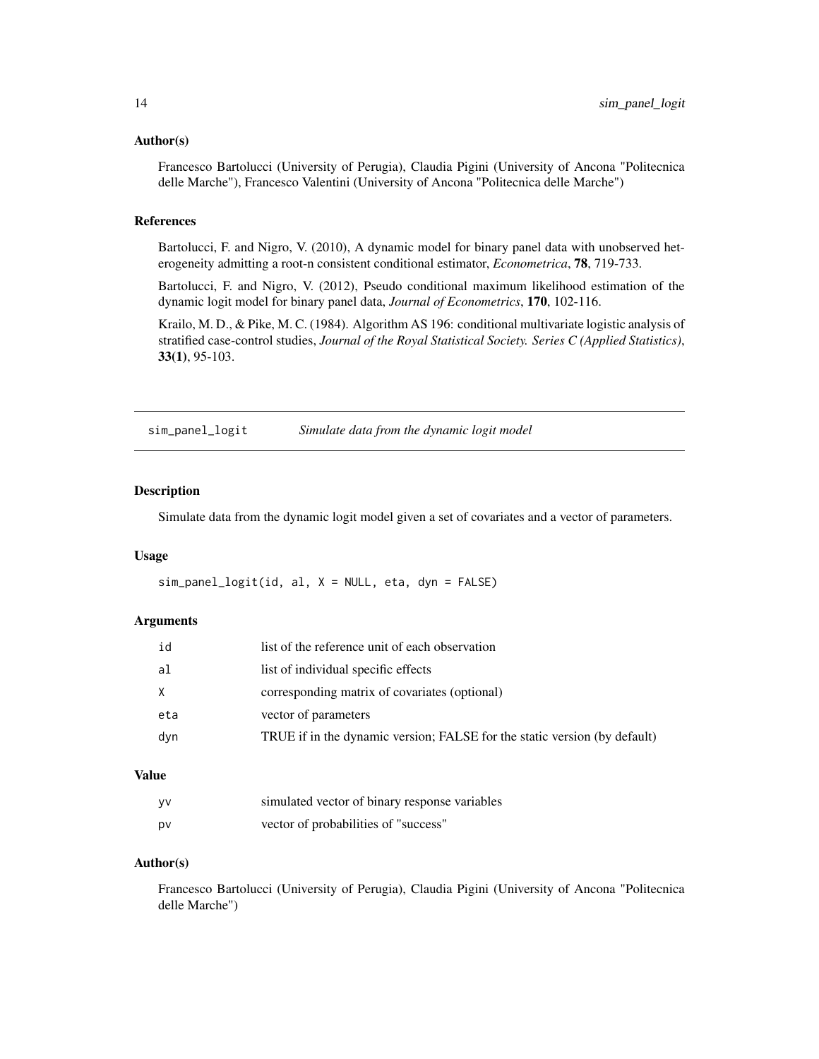### Author(s)

Francesco Bartolucci (University of Perugia), Claudia Pigini (University of Ancona "Politecnica delle Marche"), Francesco Valentini (University of Ancona "Politecnica delle Marche")

### References

Bartolucci, F. and Nigro, V. (2010), A dynamic model for binary panel data with unobserved heterogeneity admitting a root-n consistent conditional estimator, *Econometrica*, **78**, 719-733.

Bartolucci, F. and Nigro, V. (2012), Pseudo conditional maximum likelihood estimation of the dynamic logit model for binary panel data, *Journal of Econometrics*, **170**, 102-116.

Krailo, M. D., & Pike, M. C. (1984). Algorithm AS 196: conditional multivariate logistic analysis of stratified case-control studies, *Journal of the Royal Statistical Society. Series C (Applied Statistics)*, **33(1)**, 95-103.

## sim_panel_logit — *Simulate data from the dynamic logit model*

### Description

Simulate data from the dynamic logit model given a set of covariates and a vector of parameters.

### Usage

```
sim_panel_logit(id, al, X = NULL, eta, dyn = FALSE)
```

### Arguments

| | |
|---|---|
| id | list of the reference unit of each observation |
| al | list of individual specific effects |
| X | corresponding matrix of covariates (optional) |
| eta | vector of parameters |
| dyn | TRUE if in the dynamic version; FALSE for the static version (by default) |

### Value

| | |
|---|---|
| yv | simulated vector of binary response variables |
| pv | vector of probabilities of "success" |

### Author(s)

Francesco Bartolucci (University of Perugia), Claudia Pigini (University of Ancona "Politecnica delle Marche")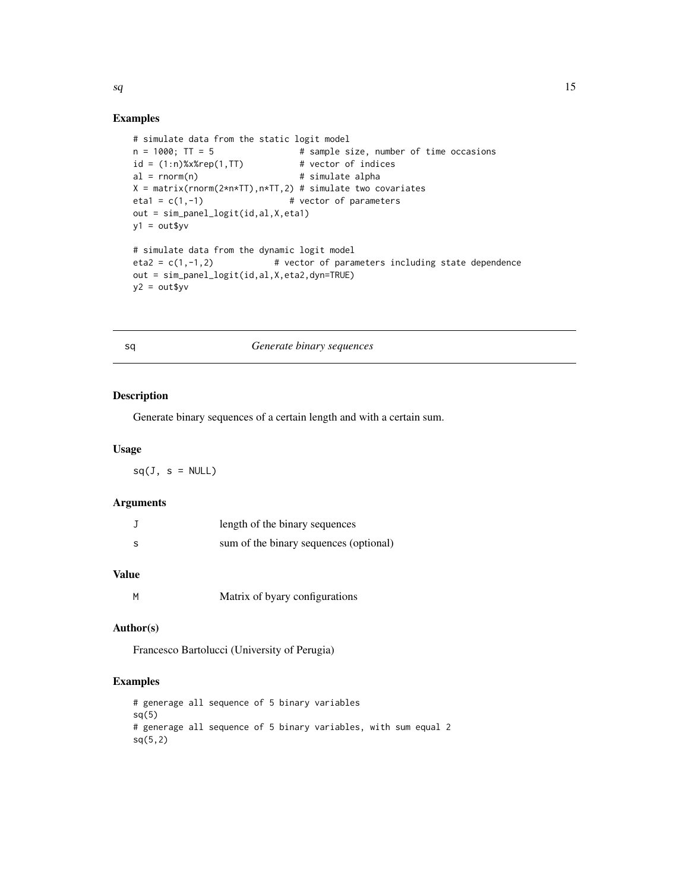## Examples

```
# simulate data from the static logit model
n = 1000; TT = 5                 # sample size, number of time occasions
id = (1:n)%x%rep(1,TT)           # vector of indices
al = rnorm(n)                    # simulate alpha
X = matrix(rnorm(2*n*TT),n*TT,2) # simulate two covariates
eta1 = c(1,-1)                   # vector of parameters
out = sim_panel_logit(id,al,X,eta1)
y1 = out$yv

# simulate data from the dynamic logit model
eta2 = c(1,-1,2)           # vector of parameters including state dependence
out = sim_panel_logit(id,al,X,eta2,dyn=TRUE)
y2 = out$yv
```

---

# sq — *Generate binary sequences*

## Description

Generate binary sequences of a certain length and with a certain sum.

## Usage

```
sq(J, s = NULL)
```

## Arguments

| | |
|---|---|
| J | length of the binary sequences |
| s | sum of the binary sequences (optional) |

## Value

| | |
|---|---|
| M | Matrix of byary configurations |

## Author(s)

Francesco Bartolucci (University of Perugia)

## Examples

```
# generage all sequence of 5 binary variables
sq(5)
# generage all sequence of 5 binary variables, with sum equal 2
sq(5,2)
```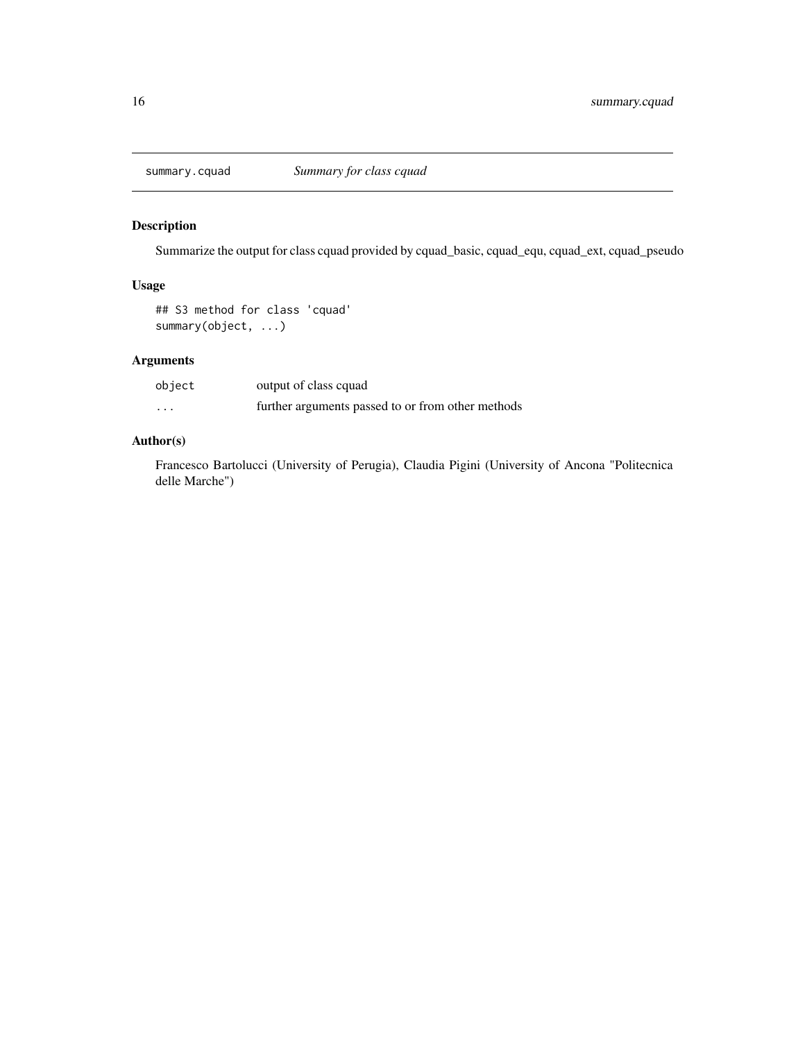## summary.cquad    *Summary for class cquad*

### Description

Summarize the output for class cquad provided by cquad_basic, cquad_equ, cquad_ext, cquad_pseudo

### Usage

```
## S3 method for class 'cquad'
summary(object, ...)
```

### Arguments

| | |
|---|---|
| `object` | output of class cquad |
| `...` | further arguments passed to or from other methods |

### Author(s)

Francesco Bartolucci (University of Perugia), Claudia Pigini (University of Ancona "Politecnica delle Marche")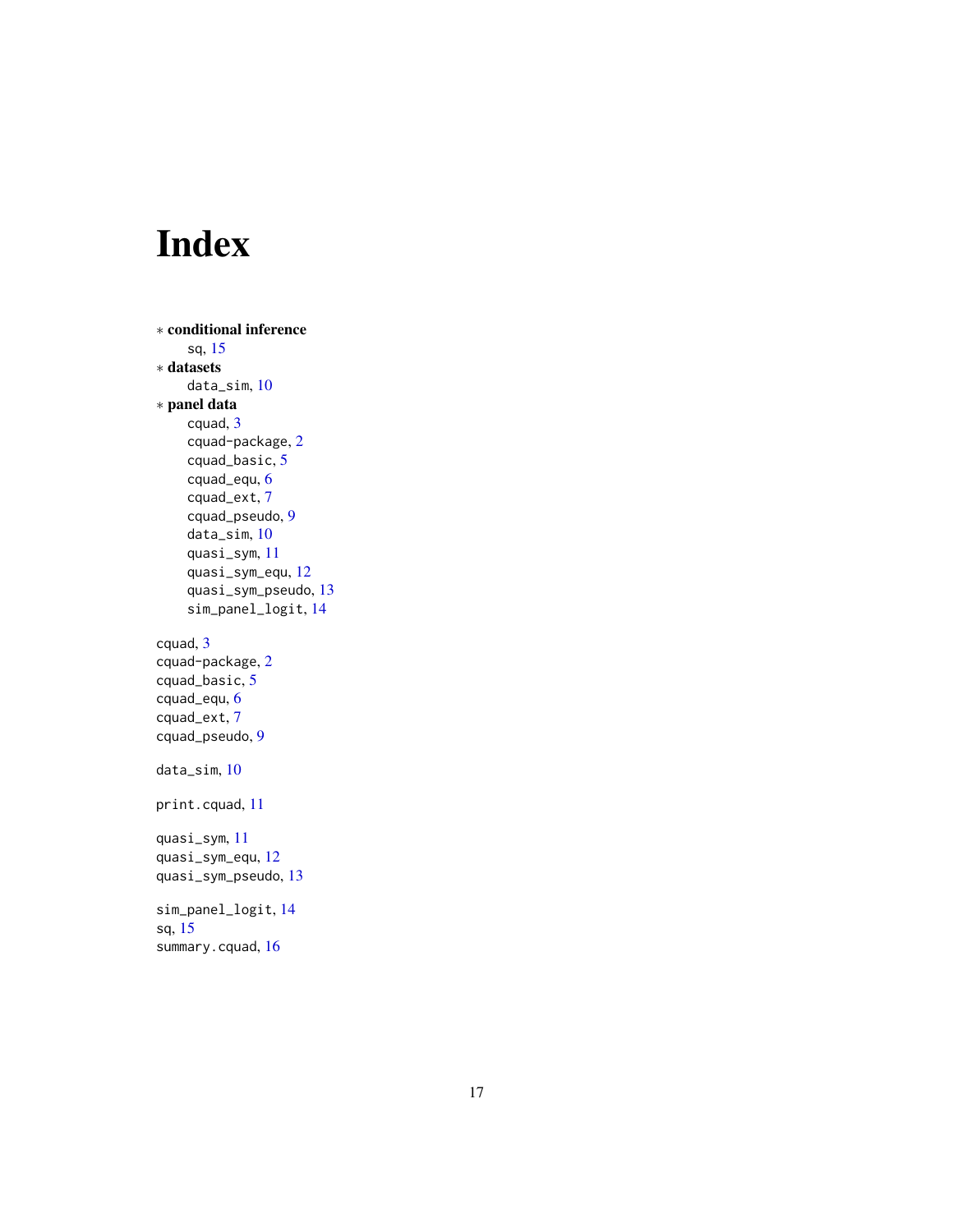# Index

∗ **conditional inference**
- sq, 15

∗ **datasets**
- data_sim, 10

∗ **panel data**
- cquad, 3
- cquad-package, 2
- cquad_basic, 5
- cquad_equ, 6
- cquad_ext, 7
- cquad_pseudo, 9
- data_sim, 10
- quasi_sym, 11
- quasi_sym_equ, 12
- quasi_sym_pseudo, 13
- sim_panel_logit, 14

cquad, 3
cquad-package, 2
cquad_basic, 5
cquad_equ, 6
cquad_ext, 7
cquad_pseudo, 9

data_sim, 10

print.cquad, 11

quasi_sym, 11
quasi_sym_equ, 12
quasi_sym_pseudo, 13

sim_panel_logit, 14
sq, 15
summary.cquad, 16